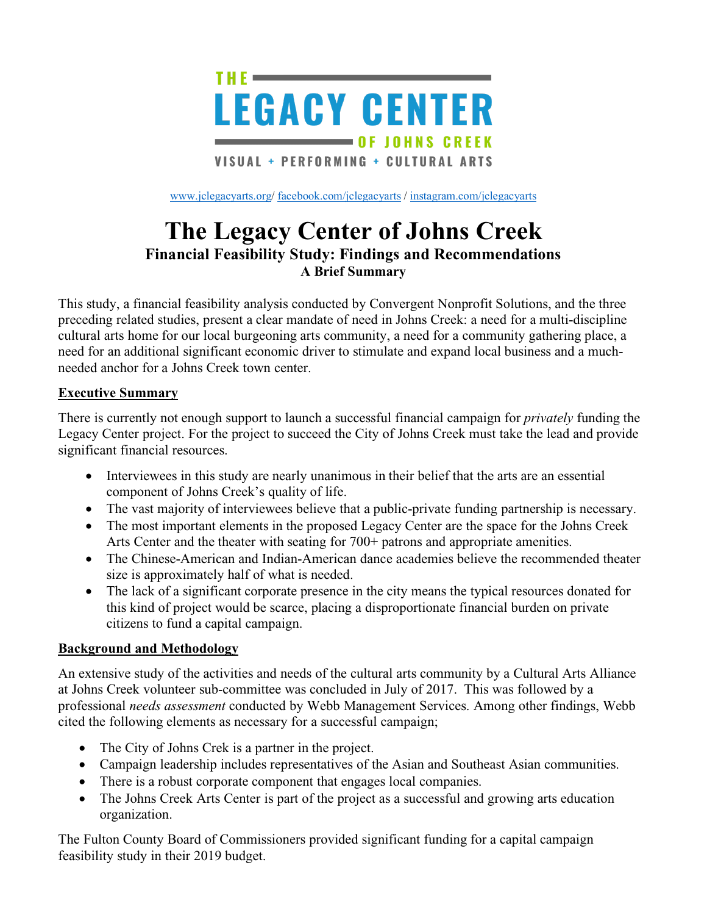THE LEGACY CENTER OF JOHNS CREEK

VISUAL + PERFORMING + CULTURAL ARTS

www.jclegacyarts.org/ facebook.com/jclegacyarts / instagram.com/jclegacyarts

# The Legacy Center of Johns Creek

## Financial Feasibility Study: Findings and Recommendations

### A Brief Summary

This study, a financial feasibility analysis conducted by Convergent Nonprofit Solutions, and the three preceding related studies, present a clear mandate of need in Johns Creek: a need for a multi-discipline cultural arts home for our local burgeoning arts community, a need for a community gathering place, a need for an additional significant economic driver to stimulate and expand local business and a much-needed anchor for a Johns Creek town center.

**Executive Summary**

There is currently not enough support to launch a successful financial campaign for *privately* funding the Legacy Center project. For the project to succeed the City of Johns Creek must take the lead and provide significant financial resources.

- Interviewees in this study are nearly unanimous in their belief that the arts are an essential component of Johns Creek's quality of life.
- The vast majority of interviewees believe that a public-private funding partnership is necessary.
- The most important elements in the proposed Legacy Center are the space for the Johns Creek Arts Center and the theater with seating for 700+ patrons and appropriate amenities.
- The Chinese-American and Indian-American dance academies believe the recommended theater size is approximately half of what is needed.
- The lack of a significant corporate presence in the city means the typical resources donated for this kind of project would be scarce, placing a disproportionate financial burden on private citizens to fund a capital campaign.

**Background and Methodology**

An extensive study of the activities and needs of the cultural arts community by a Cultural Arts Alliance at Johns Creek volunteer sub-committee was concluded in July of 2017. This was followed by a professional *needs assessment* conducted by Webb Management Services. Among other findings, Webb cited the following elements as necessary for a successful campaign;

- The City of Johns Crek is a partner in the project.
- Campaign leadership includes representatives of the Asian and Southeast Asian communities.
- There is a robust corporate component that engages local companies.
- The Johns Creek Arts Center is part of the project as a successful and growing arts education organization.

The Fulton County Board of Commissioners provided significant funding for a capital campaign feasibility study in their 2019 budget.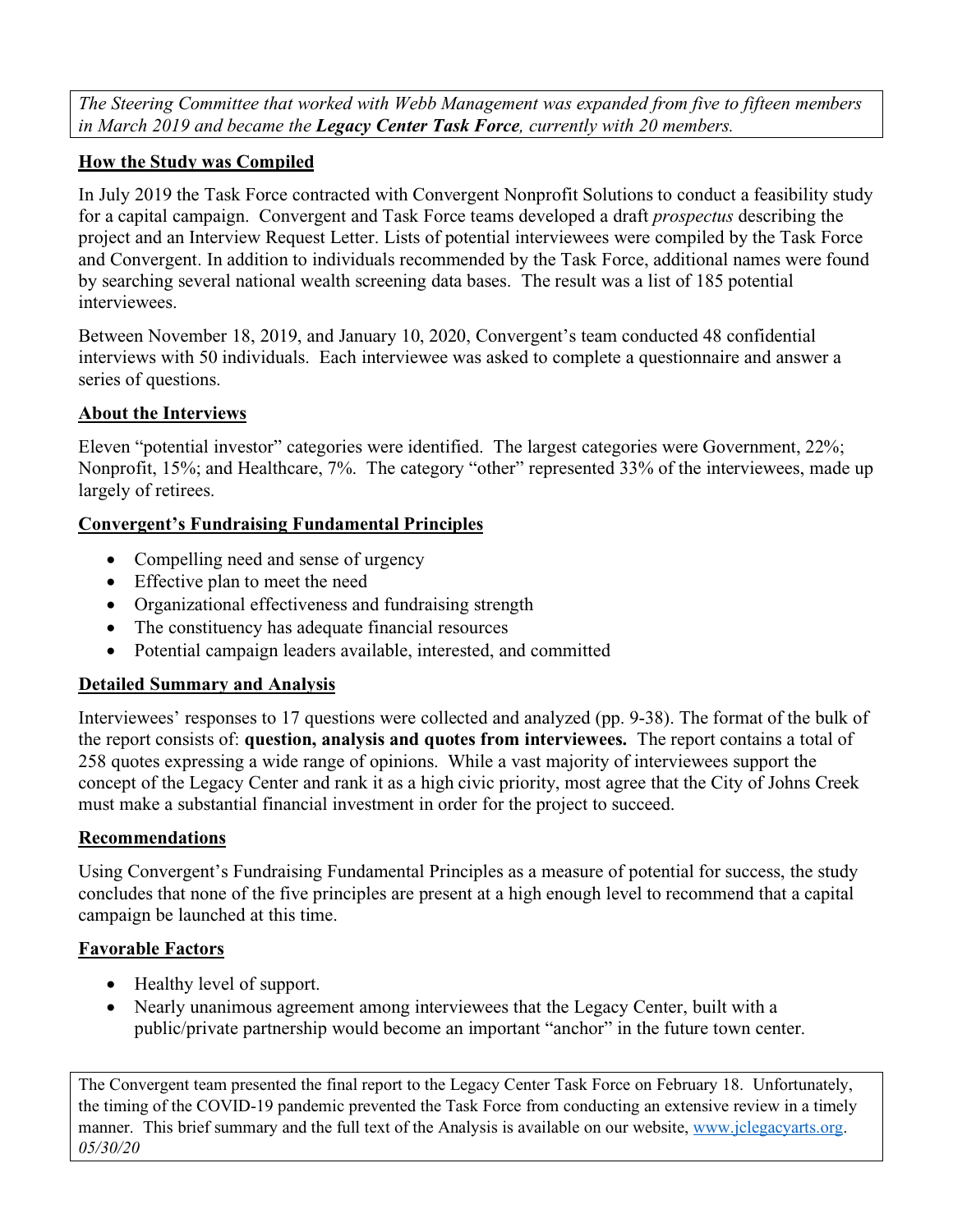*The Steering Committee that worked with Webb Management was expanded from five to fifteen members in March 2019 and became the **Legacy Center Task Force**, currently with 20 members.*

## How the Study was Compiled

In July 2019 the Task Force contracted with Convergent Nonprofit Solutions to conduct a feasibility study for a capital campaign. Convergent and Task Force teams developed a draft *prospectus* describing the project and an Interview Request Letter. Lists of potential interviewees were compiled by the Task Force and Convergent. In addition to individuals recommended by the Task Force, additional names were found by searching several national wealth screening data bases. The result was a list of 185 potential interviewees.

Between November 18, 2019, and January 10, 2020, Convergent's team conducted 48 confidential interviews with 50 individuals. Each interviewee was asked to complete a questionnaire and answer a series of questions.

## About the Interviews

Eleven "potential investor" categories were identified. The largest categories were Government, 22%; Nonprofit, 15%; and Healthcare, 7%. The category "other" represented 33% of the interviewees, made up largely of retirees.

## Convergent's Fundraising Fundamental Principles

- Compelling need and sense of urgency
- Effective plan to meet the need
- Organizational effectiveness and fundraising strength
- The constituency has adequate financial resources
- Potential campaign leaders available, interested, and committed

## Detailed Summary and Analysis

Interviewees' responses to 17 questions were collected and analyzed (pp. 9-38). The format of the bulk of the report consists of: **question, analysis and quotes from interviewees.** The report contains a total of 258 quotes expressing a wide range of opinions. While a vast majority of interviewees support the concept of the Legacy Center and rank it as a high civic priority, most agree that the City of Johns Creek must make a substantial financial investment in order for the project to succeed.

## Recommendations

Using Convergent's Fundraising Fundamental Principles as a measure of potential for success, the study concludes that none of the five principles are present at a high enough level to recommend that a capital campaign be launched at this time.

## Favorable Factors

- Healthy level of support.
- Nearly unanimous agreement among interviewees that the Legacy Center, built with a public/private partnership would become an important "anchor" in the future town center.

The Convergent team presented the final report to the Legacy Center Task Force on February 18. Unfortunately, the timing of the COVID-19 pandemic prevented the Task Force from conducting an extensive review in a timely manner. This brief summary and the full text of the Analysis is available on our website, www.jclegacyarts.org.
*05/30/20*